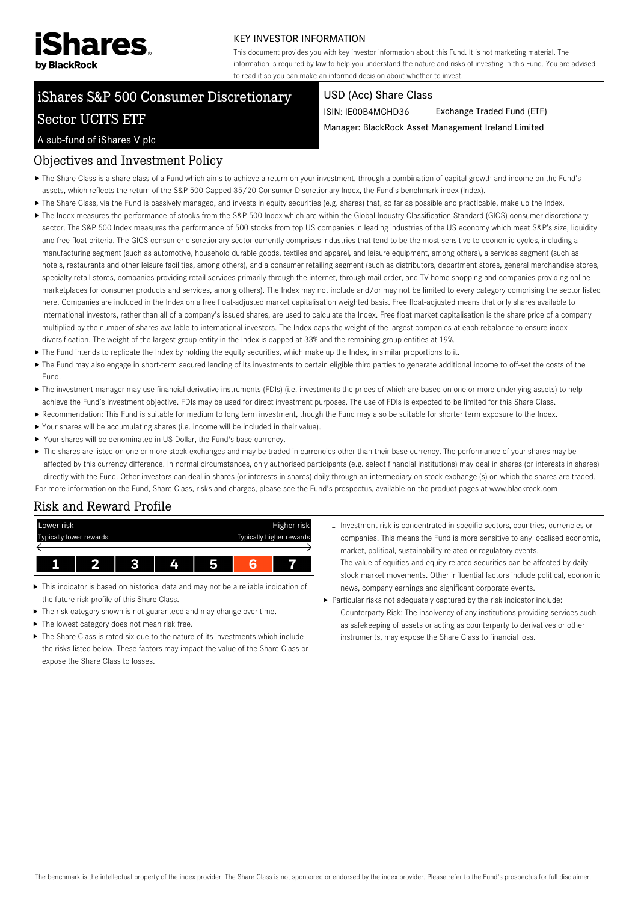iShares by BlackRock

KEY INVESTOR INFORMATION

This document provides you with key investor information about this Fund. It is not marketing material. The information is required by law to help you understand the nature and risks of investing in this Fund. You are advised to read it so you can make an informed decision about whether to invest.

# iShares S&P 500 Consumer Discretionary Sector UCITS ETF

A sub-fund of iShares V plc

USD (Acc) Share Class

ISIN: IE00B4MCHD36 Exchange Traded Fund (ETF)

Manager: BlackRock Asset Management Ireland Limited

## Objectives and Investment Policy

- The Share Class is a share class of a Fund which aims to achieve a return on your investment, through a combination of capital growth and income on the Fund's assets, which reflects the return of the S&P 500 Capped 35/20 Consumer Discretionary Index, the Fund's benchmark index (Index).
- The Share Class, via the Fund is passively managed, and invests in equity securities (e.g. shares) that, so far as possible and practicable, make up the Index.
- The Index measures the performance of stocks from the S&P 500 Index which are within the Global Industry Classification Standard (GICS) consumer discretionary sector. The S&P 500 Index measures the performance of 500 stocks from top US companies in leading industries of the US economy which meet S&P's size, liquidity and free-float criteria. The GICS consumer discretionary sector currently comprises industries that tend to be the most sensitive to economic cycles, including a manufacturing segment (such as automotive, household durable goods, textiles and apparel, and leisure equipment, among others), a services segment (such as hotels, restaurants and other leisure facilities, among others), and a consumer retailing segment (such as distributors, department stores, general merchandise stores, specialty retail stores, companies providing retail services primarily through the internet, through mail order, and TV home shopping and companies providing online marketplaces for consumer products and services, among others). The Index may not include and/or may not be limited to every category comprising the sector listed here. Companies are included in the Index on a free float-adjusted market capitalisation weighted basis. Free float-adjusted means that only shares available to international investors, rather than all of a company's issued shares, are used to calculate the Index. Free float market capitalisation is the share price of a company multiplied by the number of shares available to international investors. The Index caps the weight of the largest companies at each rebalance to ensure index diversification. The weight of the largest group entity in the Index is capped at 33% and the remaining group entities at 19%.
- The Fund intends to replicate the Index by holding the equity securities, which make up the Index, in similar proportions to it.
- The Fund may also engage in short-term secured lending of its investments to certain eligible third parties to generate additional income to off-set the costs of the Fund.
- The investment manager may use financial derivative instruments (FDIs) (i.e. investments the prices of which are based on one or more underlying assets) to help achieve the Fund's investment objective. FDIs may be used for direct investment purposes. The use of FDIs is expected to be limited for this Share Class.
- Recommendation: This Fund is suitable for medium to long term investment, though the Fund may also be suitable for shorter term exposure to the Index.
- Your shares will be accumulating shares (i.e. income will be included in their value).
- Your shares will be denominated in US Dollar, the Fund's base currency.
- The shares are listed on one or more stock exchanges and may be traded in currencies other than their base currency. The performance of your shares may be affected by this currency difference. In normal circumstances, only authorised participants (e.g. select financial institutions) may deal in shares (or interests in shares) directly with the Fund. Other investors can deal in shares (or interests in shares) daily through an intermediary on stock exchange (s) on which the shares are traded.

For more information on the Fund, Share Class, risks and charges, please see the Fund's prospectus, available on the product pages at www.blackrock.com

## Risk and Reward Profile

| Lower risk<br>Typically lower rewards | | | | | | Higher risk<br>Typically higher rewards |
|---|---|---|---|---|---|---|
| 1 | 2 | 3 | 4 | 5 | **6** | 7 |

- This indicator is based on historical data and may not be a reliable indication of the future risk profile of this Share Class.
- The risk category shown is not guaranteed and may change over time.
- The lowest category does not mean risk free.
- The Share Class is rated six due to the nature of its investments which include the risks listed below. These factors may impact the value of the Share Class or expose the Share Class to losses.
  - Investment risk is concentrated in specific sectors, countries, currencies or companies. This means the Fund is more sensitive to any localised economic, market, political, sustainability-related or regulatory events.
  - The value of equities and equity-related securities can be affected by daily stock market movements. Other influential factors include political, economic news, company earnings and significant corporate events.
- Particular risks not adequately captured by the risk indicator include:
  - Counterparty Risk: The insolvency of any institutions providing services such as safekeeping of assets or acting as counterparty to derivatives or other instruments, may expose the Share Class to financial loss.

The benchmark is the intellectual property of the index provider. The Share Class is not sponsored or endorsed by the index provider. Please refer to the Fund's prospectus for full disclaimer.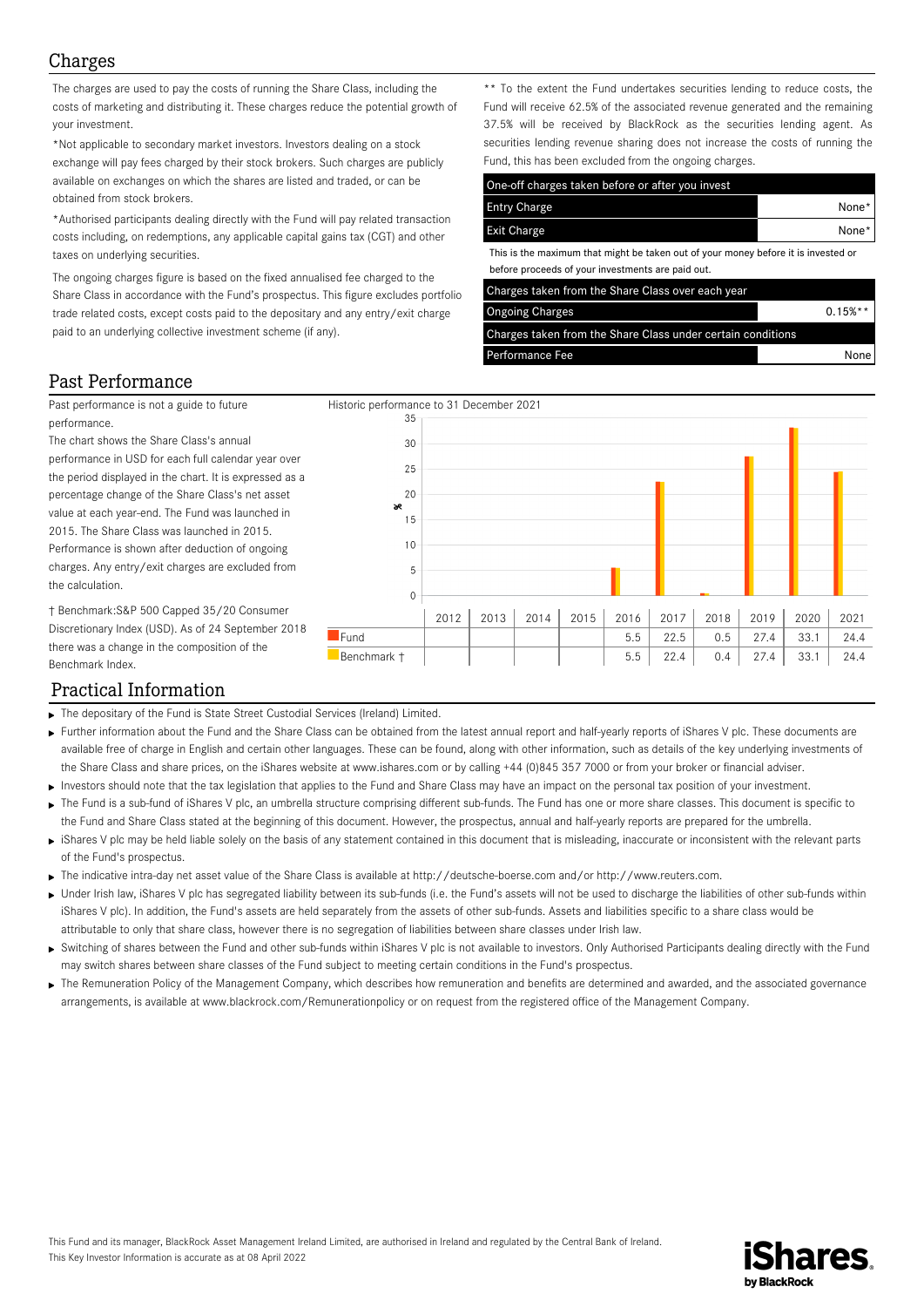## Charges

The charges are used to pay the costs of running the Share Class, including the costs of marketing and distributing it. These charges reduce the potential growth of your investment.

*Not applicable to secondary market investors. Investors dealing on a stock exchange will pay fees charged by their stock brokers. Such charges are publicly available on exchanges on which the shares are listed and traded, or can be obtained from stock brokers.

*Authorised participants dealing directly with the Fund will pay related transaction costs including, on redemptions, any applicable capital gains tax (CGT) and other taxes on underlying securities.

The ongoing charges figure is based on the fixed annualised fee charged to the Share Class in accordance with the Fund's prospectus. This figure excludes portfolio trade related costs, except costs paid to the depositary and any entry/exit charge paid to an underlying collective investment scheme (if any).

** To the extent the Fund undertakes securities lending to reduce costs, the Fund will receive 62.5% of the associated revenue generated and the remaining 37.5% will be received by BlackRock as the securities lending agent. As securities lending revenue sharing does not increase the costs of running the Fund, this has been excluded from the ongoing charges.

| One-off charges taken before or after you invest | |
|---|---|
| Entry Charge | None* |
| Exit Charge | None* |

This is the maximum that might be taken out of your money before it is invested or before proceeds of your investments are paid out.

| Charges taken from the Share Class over each year | |
|---|---|
| Ongoing Charges | 0.15%** |

| Charges taken from the Share Class under certain conditions | |
|---|---|
| Performance Fee | None |

## Past Performance

Past performance is not a guide to future performance.

The chart shows the Share Class's annual performance in USD for each full calendar year over the period displayed in the chart. It is expressed as a percentage change of the Share Class's net asset value at each year-end. The Fund was launched in 2015. The Share Class was launched in 2015.

Performance is shown after deduction of ongoing charges. Any entry/exit charges are excluded from the calculation.

† Benchmark:S&P 500 Capped 35/20 Consumer Discretionary Index (USD). As of 24 September 2018 there was a change in the composition of the Benchmark Index.

Historic performance to 31 December 2021

%

35
30
25
20
15
10
5
0

| | 2012 | 2013 | 2014 | 2015 | 2016 | 2017 | 2018 | 2019 | 2020 | 2021 |
|---|---|---|---|---|---|---|---|---|---|---|
| Fund | | | | | 5.5 | 22.5 | 0.5 | 27.4 | 33.1 | 24.4 |
| Benchmark † | | | | | 5.5 | 22.4 | 0.4 | 27.4 | 33.1 | 24.4 |

## Practical Information

- The depositary of the Fund is State Street Custodial Services (Ireland) Limited.
- Further information about the Fund and the Share Class can be obtained from the latest annual report and half-yearly reports of iShares V plc. These documents are available free of charge in English and certain other languages. These can be found, along with other information, such as details of the key underlying investments of the Share Class and share prices, on the iShares website at www.ishares.com or by calling +44 (0)845 357 7000 or from your broker or financial adviser.
- Investors should note that the tax legislation that applies to the Fund and Share Class may have an impact on the personal tax position of your investment.
- The Fund is a sub-fund of iShares V plc, an umbrella structure comprising different sub-funds. The Fund has one or more share classes. This document is specific to the Fund and Share Class stated at the beginning of this document. However, the prospectus, annual and half-yearly reports are prepared for the umbrella.
- iShares V plc may be held liable solely on the basis of any statement contained in this document that is misleading, inaccurate or inconsistent with the relevant parts of the Fund's prospectus.
- The indicative intra-day net asset value of the Share Class is available at http://deutsche-boerse.com and/or http://www.reuters.com.
- Under Irish law, iShares V plc has segregated liability between its sub-funds (i.e. the Fund's assets will not be used to discharge the liabilities of other sub-funds within iShares V plc). In addition, the Fund's assets are held separately from the assets of other sub-funds. Assets and liabilities specific to a share class would be attributable to only that share class, however there is no segregation of liabilities between share classes under Irish law.
- Switching of shares between the Fund and other sub-funds within iShares V plc is not available to investors. Only Authorised Participants dealing directly with the Fund may switch shares between share classes of the Fund subject to meeting certain conditions in the Fund's prospectus.
- The Remuneration Policy of the Management Company, which describes how remuneration and benefits are determined and awarded, and the associated governance arrangements, is available at www.blackrock.com/Remunerationpolicy or on request from the registered office of the Management Company.

This Fund and its manager, BlackRock Asset Management Ireland Limited, are authorised in Ireland and regulated by the Central Bank of Ireland.
This Key Investor Information is accurate as at 08 April 2022

iShares by BlackRock